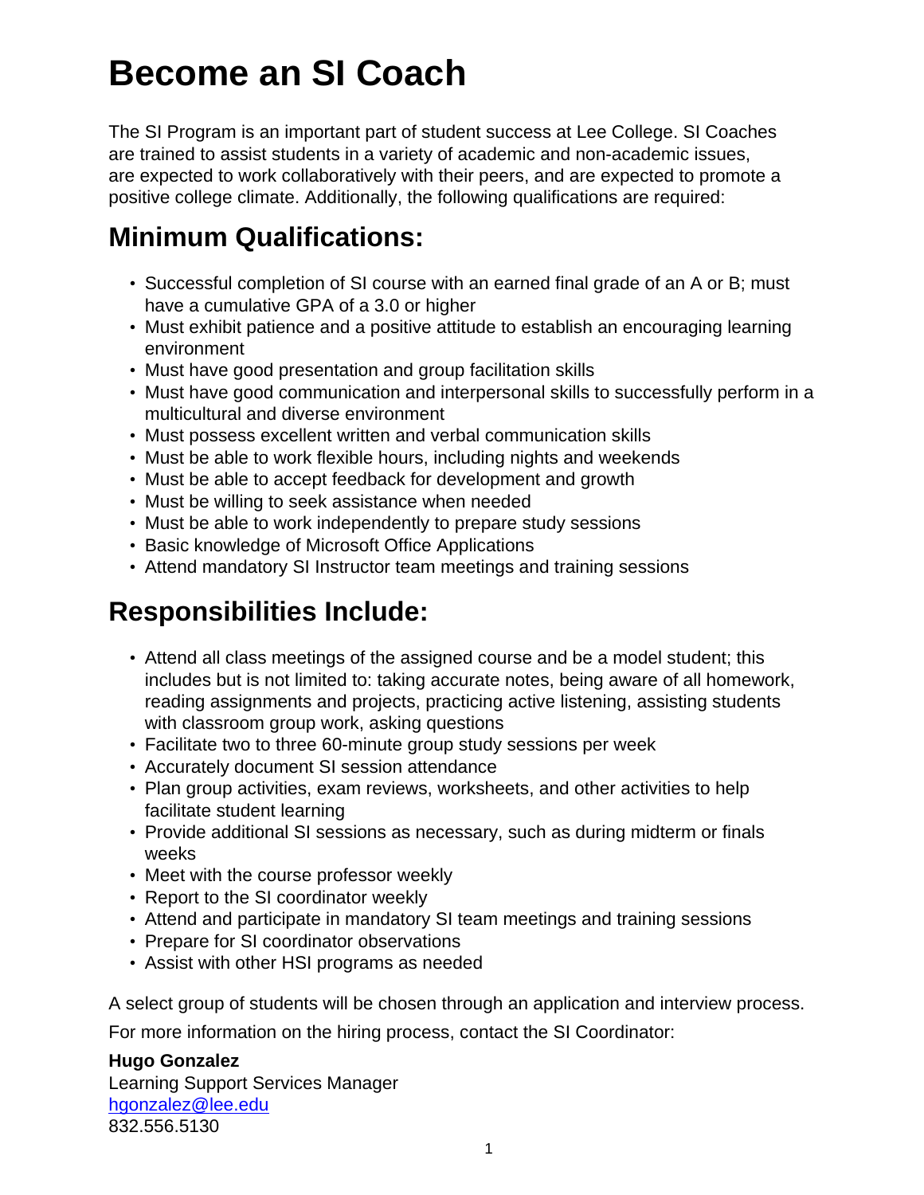# Become an SI Coach

The SI Program is an important part of student success at Lee College. SI Coaches are trained to assist students in a variety of academic and non-academic issues, are expected to work collaboratively with their peers, and are expected to promote a positive college climate. Additionally, the following qualifications are required:

## Minimum Qualifications:

- Successful completion of SI course with an earned final grade of an A or B; must have a cumulative GPA of a 3.0 or higher
- Must exhibit patience and a positive attitude to establish an encouraging learning environment
- Must have good presentation and group facilitation skills
- Must have good communication and interpersonal skills to successfully perform in a multicultural and diverse environment
- Must possess excellent written and verbal communication skills
- Must be able to work flexible hours, including nights and weekends
- Must be able to accept feedback for development and growth
- Must be willing to seek assistance when needed
- Must be able to work independently to prepare study sessions
- Basic knowledge of Microsoft Office Applications
- Attend mandatory SI Instructor team meetings and training sessions

## Responsibilities Include:

- Attend all class meetings of the assigned course and be a model student; this includes but is not limited to: taking accurate notes, being aware of all homework, reading assignments and projects, practicing active listening, assisting students with classroom group work, asking questions
- Facilitate two to three 60-minute group study sessions per week
- Accurately document SI session attendance
- Plan group activities, exam reviews, worksheets, and other activities to help facilitate student learning
- Provide additional SI sessions as necessary, such as during midterm or finals weeks
- Meet with the course professor weekly
- Report to the SI coordinator weekly
- Attend and participate in mandatory SI team meetings and training sessions
- Prepare for SI coordinator observations
- Assist with other HSI programs as needed

A select group of students will be chosen through an application and interview process.

For more information on the hiring process, contact the SI Coordinator:

**Hugo Gonzalez**
Learning Support Services Manager
hgonzalez@lee.edu
832.556.5130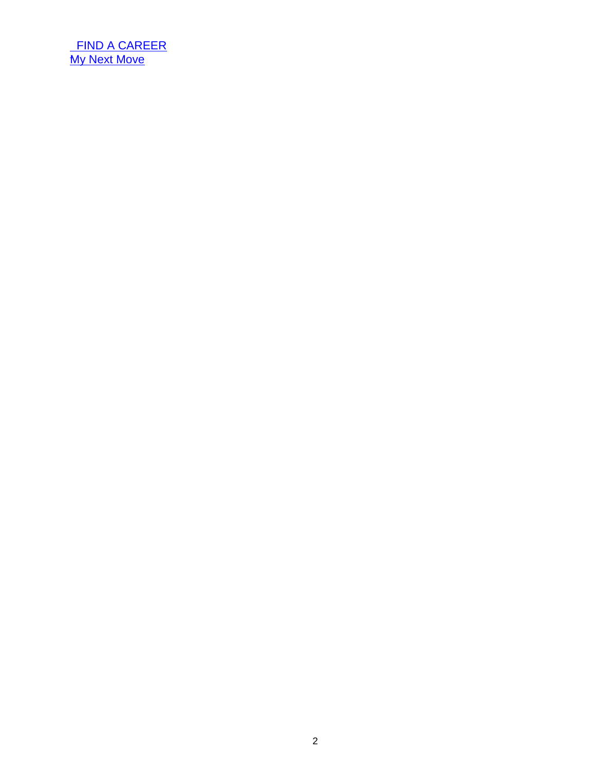[FIND A CAREER](#)
[My Next Move](#)